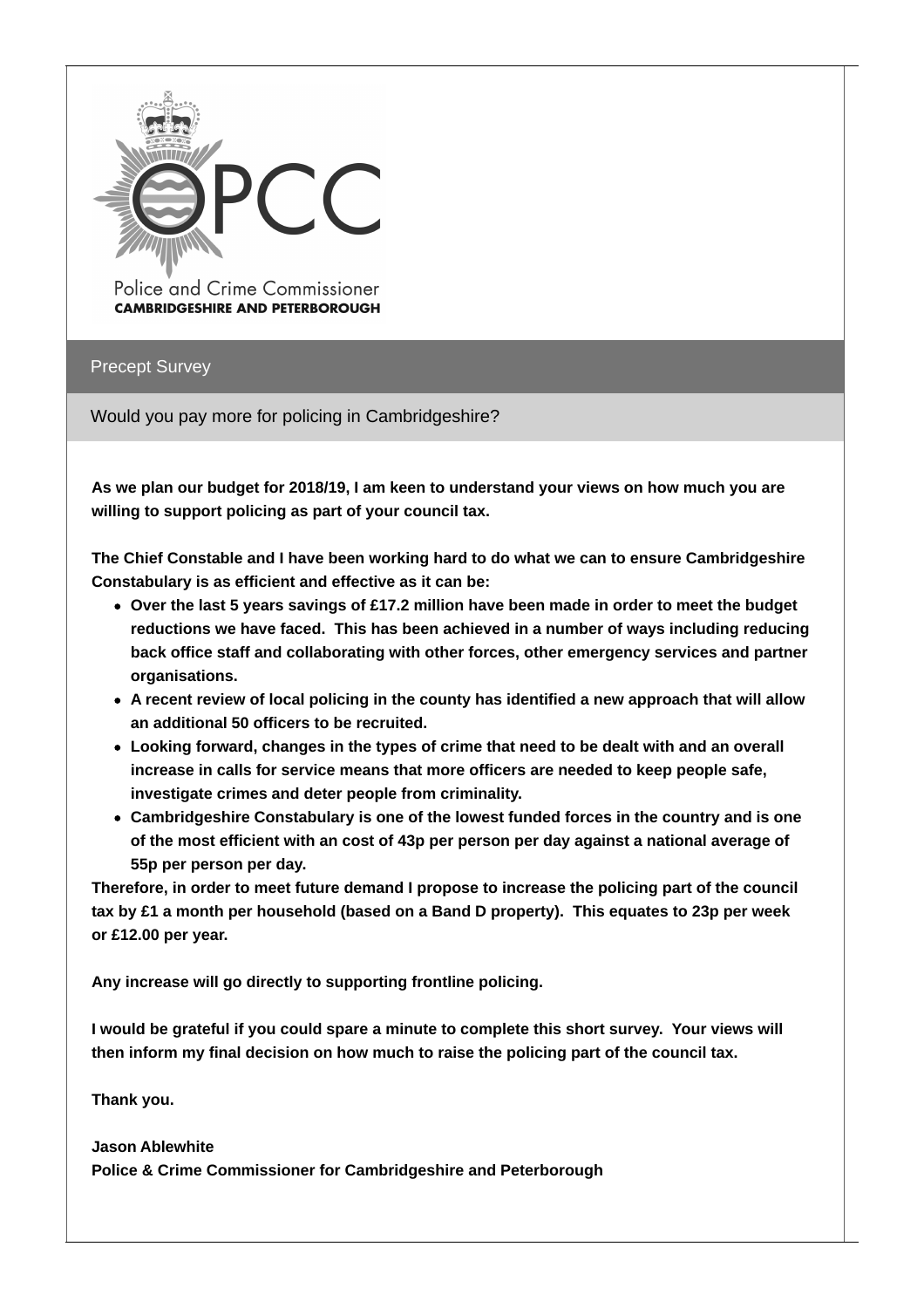Police and Crime Commissioner
**CAMBRIDGESHIRE AND PETERBOROUGH**

## Precept Survey

### Would you pay more for policing in Cambridgeshire?

**As we plan our budget for 2018/19, I am keen to understand your views on how much you are willing to support policing as part of your council tax.**

**The Chief Constable and I have been working hard to do what we can to ensure Cambridgeshire Constabulary is as efficient and effective as it can be:**

- **Over the last 5 years savings of £17.2 million have been made in order to meet the budget reductions we have faced. This has been achieved in a number of ways including reducing back office staff and collaborating with other forces, other emergency services and partner organisations.**
- **A recent review of local policing in the county has identified a new approach that will allow an additional 50 officers to be recruited.**
- **Looking forward, changes in the types of crime that need to be dealt with and an overall increase in calls for service means that more officers are needed to keep people safe, investigate crimes and deter people from criminality.**
- **Cambridgeshire Constabulary is one of the lowest funded forces in the country and is one of the most efficient with an cost of 43p per person per day against a national average of 55p per person per day.**

**Therefore, in order to meet future demand I propose to increase the policing part of the council tax by £1 a month per household (based on a Band D property). This equates to 23p per week or £12.00 per year.**

**Any increase will go directly to supporting frontline policing.**

**I would be grateful if you could spare a minute to complete this short survey. Your views will then inform my final decision on how much to raise the policing part of the council tax.**

**Thank you.**

**Jason Ablewhite**
**Police & Crime Commissioner for Cambridgeshire and Peterborough**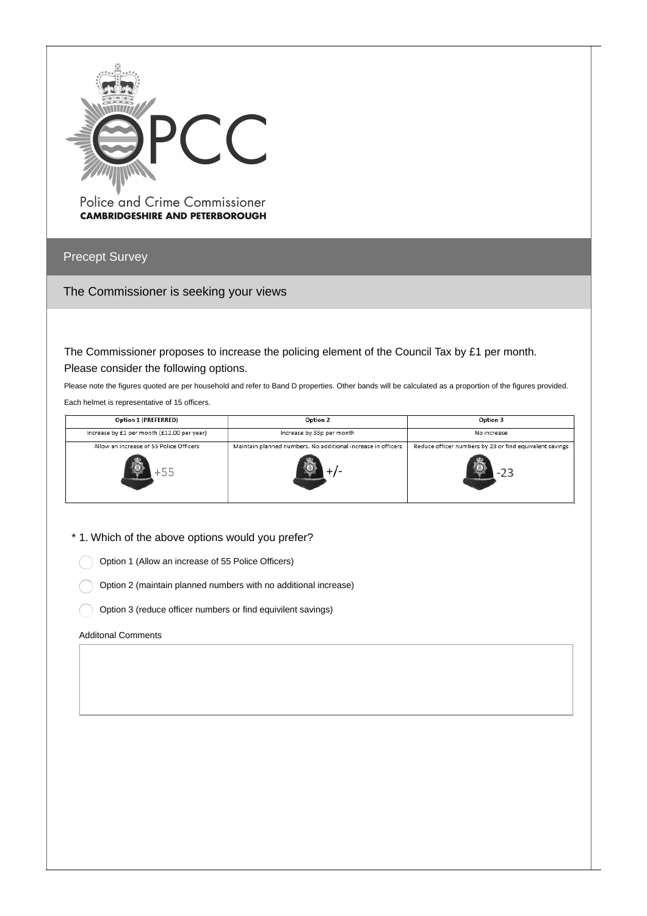Police and Crime Commissioner
**CAMBRIDGESHIRE AND PETERBOROUGH**

## Precept Survey

### The Commissioner is seeking your views

The Commissioner proposes to increase the policing element of the Council Tax by £1 per month. Please consider the following options.

Please note the figures quoted are per household and refer to Band D properties. Other bands will be calculated as a proportion of the figures provided.

Each helmet is representative of 15 officers.

| Option 1 (PREFERRED) | Option 2 | Option 3 |
|---|---|---|
| Increase by £1 per month (£12.00 per year) | Increase by 33p per month | No increase |
| Allow an increase of 55 Police Officers | Maintain planned numbers. No additional increase in officers | Reduce officer numbers by 23 or find equivalent savings |
| +55 | +/- | -23 |

\* 1. Which of the above options would you prefer?

- Option 1 (Allow an increase of 55 Police Officers)
- Option 2 (maintain planned numbers with no additional increase)
- Option 3 (reduce officer numbers or find equivilent savings)

Additonal Comments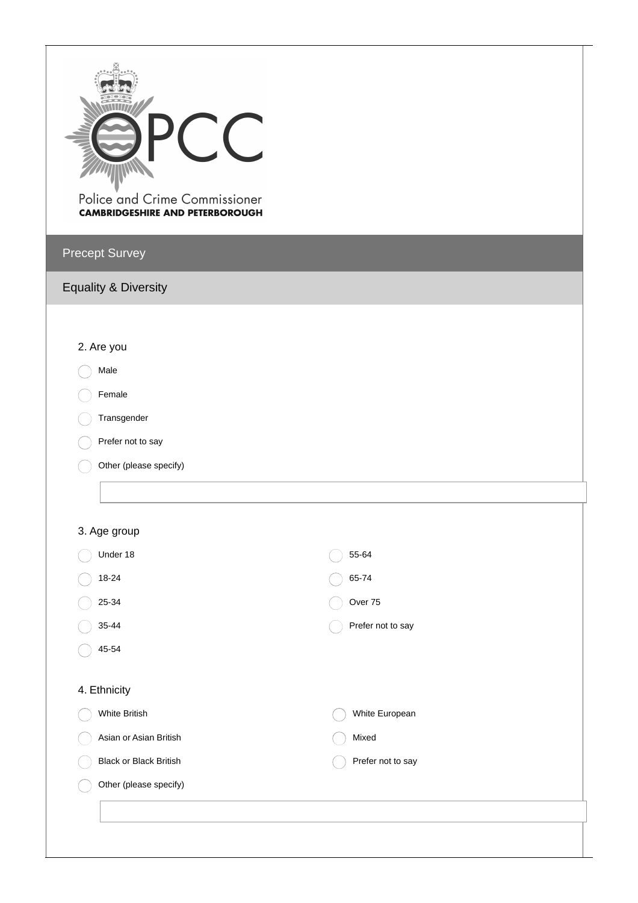Police and Crime Commissioner
**CAMBRIDGESHIRE AND PETERBOROUGH**

# Precept Survey

## Equality & Diversity

2. Are you

- Male
- Female
- Transgender
- Prefer not to say
- Other (please specify)

3. Age group

- Under 18
- 18-24
- 25-34
- 35-44
- 45-54
- 55-64
- 65-74
- Over 75
- Prefer not to say

4. Ethnicity

- White British
- Asian or Asian British
- Black or Black British
- Other (please specify)
- White European
- Mixed
- Prefer not to say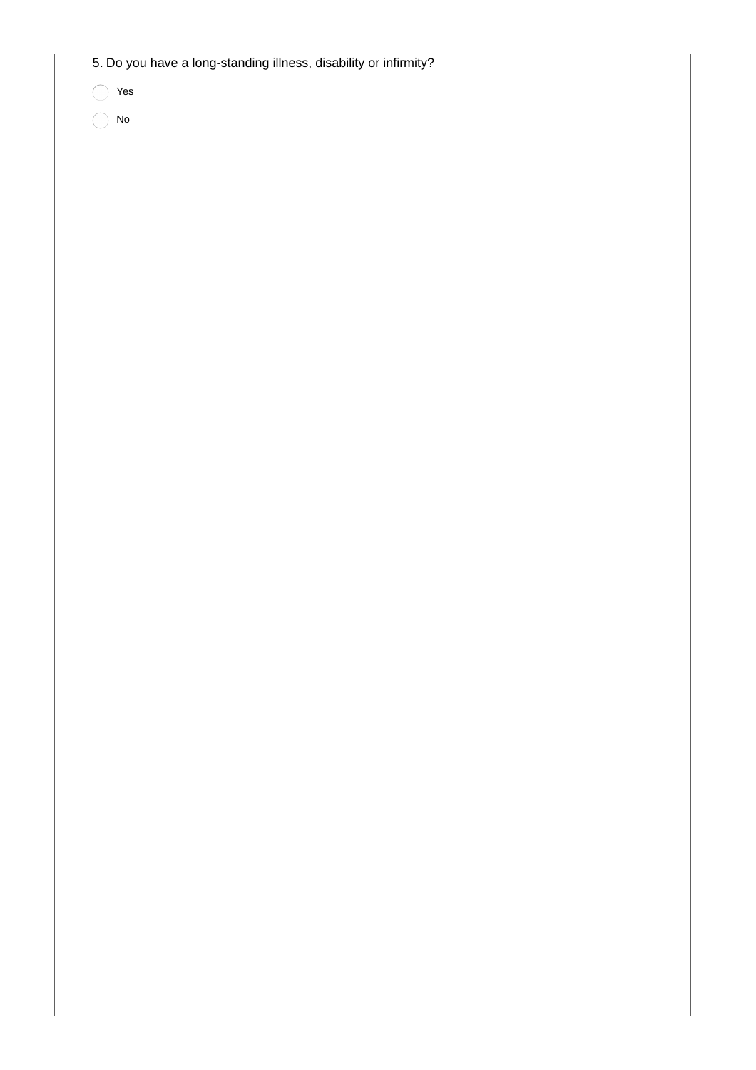5. Do you have a long-standing illness, disability or infirmity?

- ◯ Yes
- ◯ No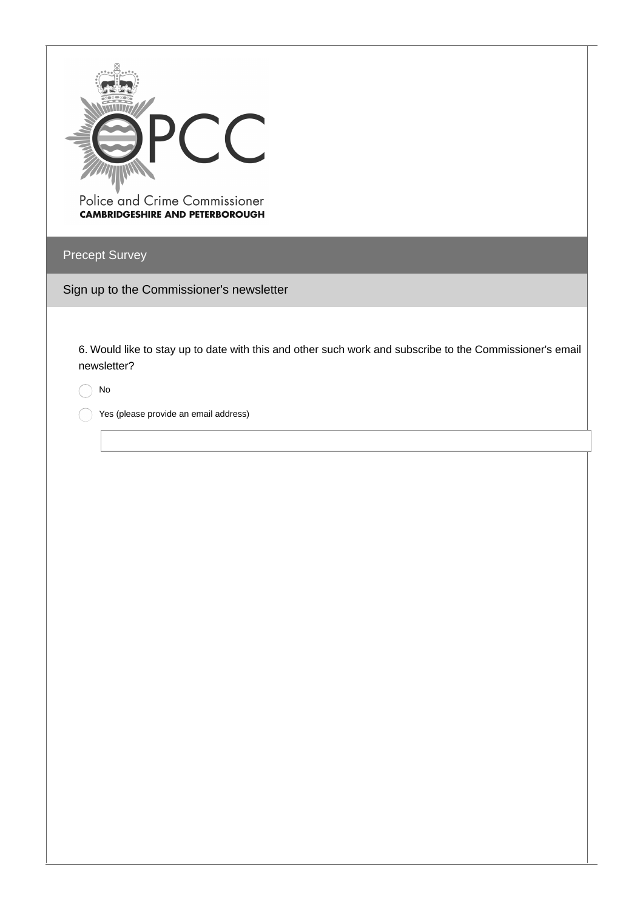OPCC

Police and Crime Commissioner
**CAMBRIDGESHIRE AND PETERBOROUGH**

## Precept Survey

### Sign up to the Commissioner's newsletter

6. Would like to stay up to date with this and other such work and subscribe to the Commissioner's email newsletter?

- No
- Yes (please provide an email address)